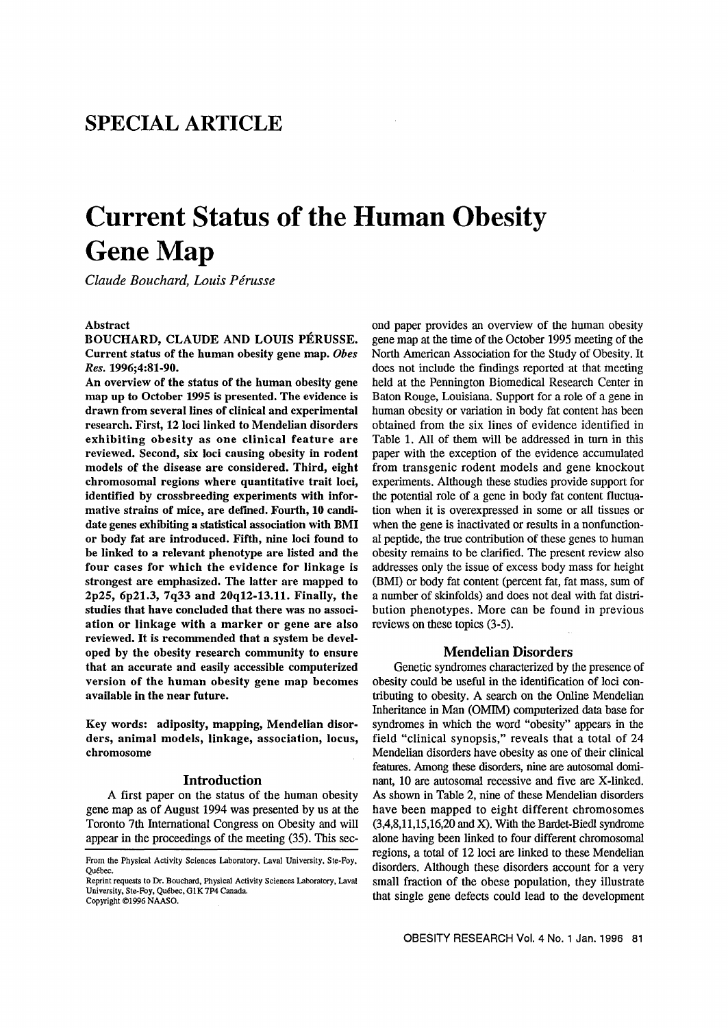## SPECIAL ARTICLE

# Current Status of the Human Obesity Gene Map

*Claude Bouchard, Louis Pérusse*

### Abstract

**BOUCHARD, CLAUDE AND LOUIS PÉRUSSE. Current status of the human obesity gene map. *Obes Res.* 1996;4:81-90.**

**An overview of the status of the human obesity gene map up to October 1995 is presented. The evidence is drawn from several lines of clinical and experimental research. First, 12 loci linked to Mendelian disorders exhibiting obesity as one clinical feature are reviewed. Second, six loci causing obesity in rodent models of the disease are considered. Third, eight chromosomal regions where quantitative trait loci, identified by crossbreeding experiments with informative strains of mice, are defined. Fourth, 10 candidate genes exhibiting a statistical association with BMI or body fat are introduced. Fifth, nine loci found to be linked to a relevant phenotype are listed and the four cases for which the evidence for linkage is strongest are emphasized. The latter are mapped to 2p25, 6p21.3, 7q33 and 20q12-13.11. Finally, the studies that have concluded that there was no association or linkage with a marker or gene are also reviewed. It is recommended that a system be developed by the obesity research community to ensure that an accurate and easily accessible computerized version of the human obesity gene map becomes available in the near future.**

**Key words: adiposity, mapping, Mendelian disorders, animal models, linkage, association, locus, chromosome**

## Introduction

A first paper on the status of the human obesity gene map as of August 1994 was presented by us at the Toronto 7th International Congress on Obesity and will appear in the proceedings of the meeting (35). This second paper provides an overview of the human obesity gene map at the time of the October 1995 meeting of the North American Association for the Study of Obesity. It does not include the findings reported at that meeting held at the Pennington Biomedical Research Center in Baton Rouge, Louisiana. Support for a role of a gene in human obesity or variation in body fat content has been obtained from the six lines of evidence identified in Table 1. All of them will be addressed in turn in this paper with the exception of the evidence accumulated from transgenic rodent models and gene knockout experiments. Although these studies provide support for the potential role of a gene in body fat content fluctuation when it is overexpressed in some or all tissues or when the gene is inactivated or results in a nonfunctional peptide, the true contribution of these genes to human obesity remains to be clarified. The present review also addresses only the issue of excess body mass for height (BMI) or body fat content (percent fat, fat mass, sum of a number of skinfolds) and does not deal with fat distribution phenotypes. More can be found in previous reviews on these topics (3-5).

## Mendelian Disorders

Genetic syndromes characterized by the presence of obesity could be useful in the identification of loci contributing to obesity. A search on the Online Mendelian Inheritance in Man (OMIM) computerized data base for syndromes in which the word "obesity" appears in the field "clinical synopsis," reveals that a total of 24 Mendelian disorders have obesity as one of their clinical features. Among these disorders, nine are autosomal dominant, 10 are autosomal recessive and five are X-linked. As shown in Table 2, nine of these Mendelian disorders have been mapped to eight different chromosomes (3,4,8,11,15,16,20 and X). With the Bardet-Biedl syndrome alone having been linked to four different chromosomal regions, a total of 12 loci are linked to these Mendelian disorders. Although these disorders account for a very small fraction of the obese population, they illustrate that single gene defects could lead to the development

From the Physical Activity Sciences Laboratory, Laval University, Ste-Foy, Québec.
Reprint requests to Dr. Bouchard, Physical Activity Sciences Laboratory, Laval University, Ste-Foy, Québec, G1K 7P4 Canada.
Copyright ©1996 NAASO.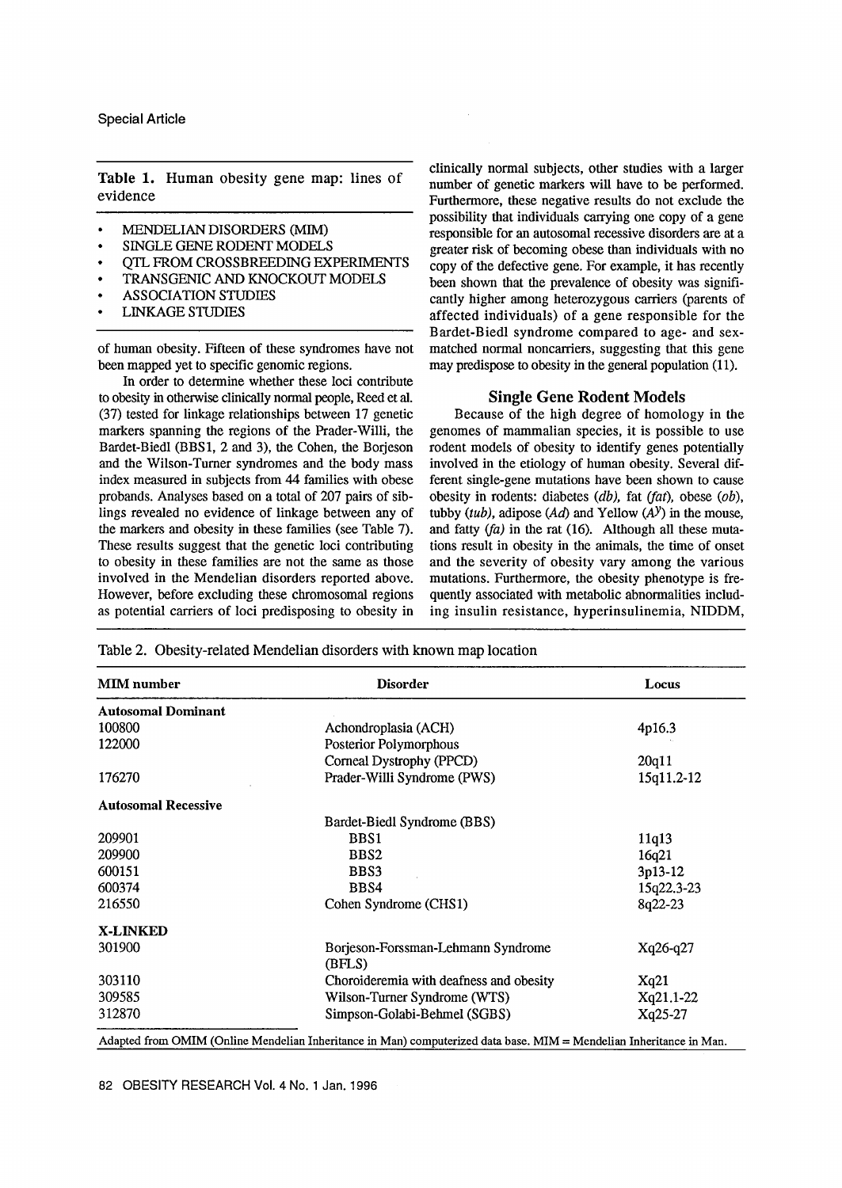**Table 1.** Human obesity gene map: lines of evidence

- MENDELIAN DISORDERS (MIM)
- SINGLE GENE RODENT MODELS
- QTL FROM CROSSBREEDING EXPERIMENTS
- TRANSGENIC AND KNOCKOUT MODELS
- ASSOCIATION STUDIES
- LINKAGE STUDIES

of human obesity. Fifteen of these syndromes have not been mapped yet to specific genomic regions.

In order to determine whether these loci contribute to obesity in otherwise clinically normal people, Reed et al. (37) tested for linkage relationships between 17 genetic markers spanning the regions of the Prader-Willi, the Bardet-Biedl (BBS1, 2 and 3), the Cohen, the Borjeson and the Wilson-Turner syndromes and the body mass index measured in subjects from 44 families with obese probands. Analyses based on a total of 207 pairs of siblings revealed no evidence of linkage between any of the markers and obesity in these families (see Table 7). These results suggest that the genetic loci contributing to obesity in these families are not the same as those involved in the Mendelian disorders reported above. However, before excluding these chromosomal regions as potential carriers of loci predisposing to obesity in clinically normal subjects, other studies with a larger number of genetic markers will have to be performed. Furthermore, these negative results do not exclude the possibility that individuals carrying one copy of a gene responsible for an autosomal recessive disorders are at a greater risk of becoming obese than individuals with no copy of the defective gene. For example, it has recently been shown that the prevalence of obesity was significantly higher among heterozygous carriers (parents of affected individuals) of a gene responsible for the Bardet-Biedl syndrome compared to age- and sex-matched normal noncarriers, suggesting that this gene may predispose to obesity in the general population (11).

## Single Gene Rodent Models

Because of the high degree of homology in the genomes of mammalian species, it is possible to use rodent models of obesity to identify genes potentially involved in the etiology of human obesity. Several different single-gene mutations have been shown to cause obesity in rodents: diabetes (*db*), fat (*fat*), obese (*ob*), tubby (*tub*), adipose (*Ad*) and Yellow ($A^y$) in the mouse, and fatty (*fa*) in the rat (16). Although all these mutations result in obesity in the animals, the time of onset and the severity of obesity vary among the various mutations. Furthermore, the obesity phenotype is frequently associated with metabolic abnormalities including insulin resistance, hyperinsulinemia, NIDDM,

Table 2. Obesity-related Mendelian disorders with known map location

| MIM number | Disorder | Locus |
|---|---|---|
| **Autosomal Dominant** | | |
| 100800 | Achondroplasia (ACH) | 4p16.3 |
| 122000 | Posterior Polymorphous Corneal Dystrophy (PPCD) | 20q11 |
| 176270 | Prader-Willi Syndrome (PWS) | 15q11.2-12 |
| **Autosomal Recessive** | | |
| | Bardet-Biedl Syndrome (BBS) | |
| 209901 | BBS1 | 11q13 |
| 209900 | BBS2 | 16q21 |
| 600151 | BBS3 | 3p13-12 |
| 600374 | BBS4 | 15q22.3-23 |
| 216550 | Cohen Syndrome (CHS1) | 8q22-23 |
| **X-LINKED** | | |
| 301900 | Borjeson-Forssman-Lehmann Syndrome (BFLS) | Xq26-q27 |
| 303110 | Choroideremia with deafness and obesity | Xq21 |
| 309585 | Wilson-Turner Syndrome (WTS) | Xq21.1-22 |
| 312870 | Simpson-Golabi-Behmel (SGBS) | Xq25-27 |

Adapted from OMIM (Online Mendelian Inheritance in Man) computerized data base. MIM = Mendelian Inheritance in Man.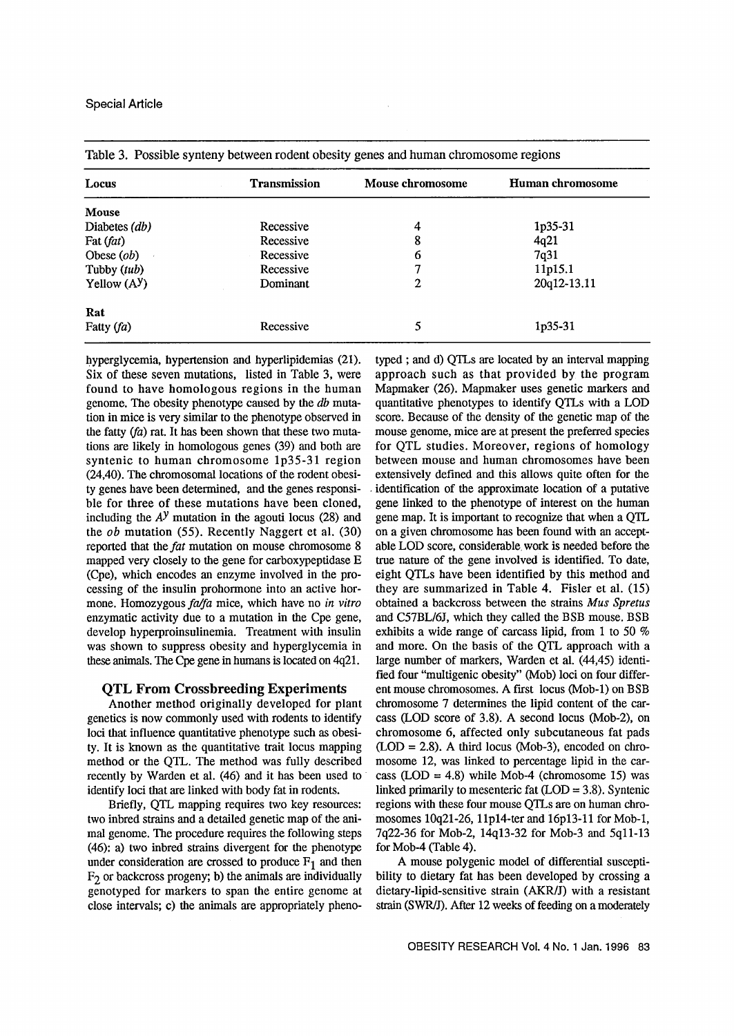Table 3. Possible synteny between rodent obesity genes and human chromosome regions

| Locus | Transmission | Mouse chromosome | Human chromosome |
|---|---|---|---|
| **Mouse** | | | |
| Diabetes (*db*) | Recessive | 4 | 1p35-31 |
| Fat (*fat*) | Recessive | 8 | 4q21 |
| Obese (*ob*) | Recessive | 6 | 7q31 |
| Tubby (*tub*) | Recessive | 7 | 11p15.1 |
| Yellow ($A^y$) | Dominant | 2 | 20q12-13.11 |
| **Rat** | | | |
| Fatty (*fa*) | Recessive | 5 | 1p35-31 |

hyperglycemia, hypertension and hyperlipidemias (21). Six of these seven mutations, listed in Table 3, were found to have homologous regions in the human genome. The obesity phenotype caused by the *db* mutation in mice is very similar to the phenotype observed in the fatty (*fa*) rat. It has been shown that these two mutations are likely in homologous genes (39) and both are syntenic to human chromosome 1p35-31 region (24,40). The chromosomal locations of the rodent obesity genes have been determined, and the genes responsible for three of these mutations have been cloned, including the $A^y$ mutation in the agouti locus (28) and the *ob* mutation (55). Recently Naggert et al. (30) reported that the *fat* mutation on mouse chromosome 8 mapped very closely to the gene for carboxypeptidase E (Cpe), which encodes an enzyme involved in the processing of the insulin prohormone into an active hormone. Homozygous *fa/fa* mice, which have no *in vitro* enzymatic activity due to a mutation in the Cpe gene, develop hyperproinsulinemia. Treatment with insulin was shown to suppress obesity and hyperglycemia in these animals. The Cpe gene in humans is located on 4q21.

## QTL From Crossbreeding Experiments

Another method originally developed for plant genetics is now commonly used with rodents to identify loci that influence quantitative phenotype such as obesity. It is known as the quantitative trait locus mapping method or the QTL. The method was fully described recently by Warden et al. (46) and it has been used to identify loci that are linked with body fat in rodents.

Briefly, QTL mapping requires two key resources: two inbred strains and a detailed genetic map of the animal genome. The procedure requires the following steps (46): a) two inbred strains divergent for the phenotype under consideration are crossed to produce $F_1$ and then $F_2$ or backcross progeny; b) the animals are individually genotyped for markers to span the entire genome at close intervals; c) the animals are appropriately phenotyped ; and d) QTLs are located by an interval mapping approach such as that provided by the program Mapmaker (26). Mapmaker uses genetic markers and quantitative phenotypes to identify QTLs with a LOD score. Because of the density of the genetic map of the mouse genome, mice are at present the preferred species for QTL studies. Moreover, regions of homology between mouse and human chromosomes have been extensively defined and this allows quite often for the identification of the approximate location of a putative gene linked to the phenotype of interest on the human gene map. It is important to recognize that when a QTL on a given chromosome has been found with an acceptable LOD score, considerable work is needed before the true nature of the gene involved is identified. To date, eight QTLs have been identified by this method and they are summarized in Table 4. Fisler et al. (15) obtained a backcross between the strains *Mus Spretus* and C57BL/6J, which they called the BSB mouse. BSB exhibits a wide range of carcass lipid, from 1 to 50 % and more. On the basis of the QTL approach with a large number of markers, Warden et al. (44,45) identified four "multigenic obesity" (Mob) loci on four different mouse chromosomes. A first locus (Mob-1) on BSB chromosome 7 determines the lipid content of the carcass (LOD score of 3.8). A second locus (Mob-2), on chromosome 6, affected only subcutaneous fat pads (LOD = 2.8). A third locus (Mob-3), encoded on chromosome 12, was linked to percentage lipid in the carcass (LOD = 4.8) while Mob-4 (chromosome 15) was linked primarily to mesenteric fat (LOD = 3.8). Syntenic regions with these four mouse QTLs are on human chromosomes 10q21-26, 11p14-ter and 16p13-11 for Mob-1, 7q22-36 for Mob-2, 14q13-32 for Mob-3 and 5q11-13 for Mob-4 (Table 4).

A mouse polygenic model of differential susceptibility to dietary fat has been developed by crossing a dietary-lipid-sensitive strain (AKR/J) with a resistant strain (SWR/J). After 12 weeks of feeding on a moderately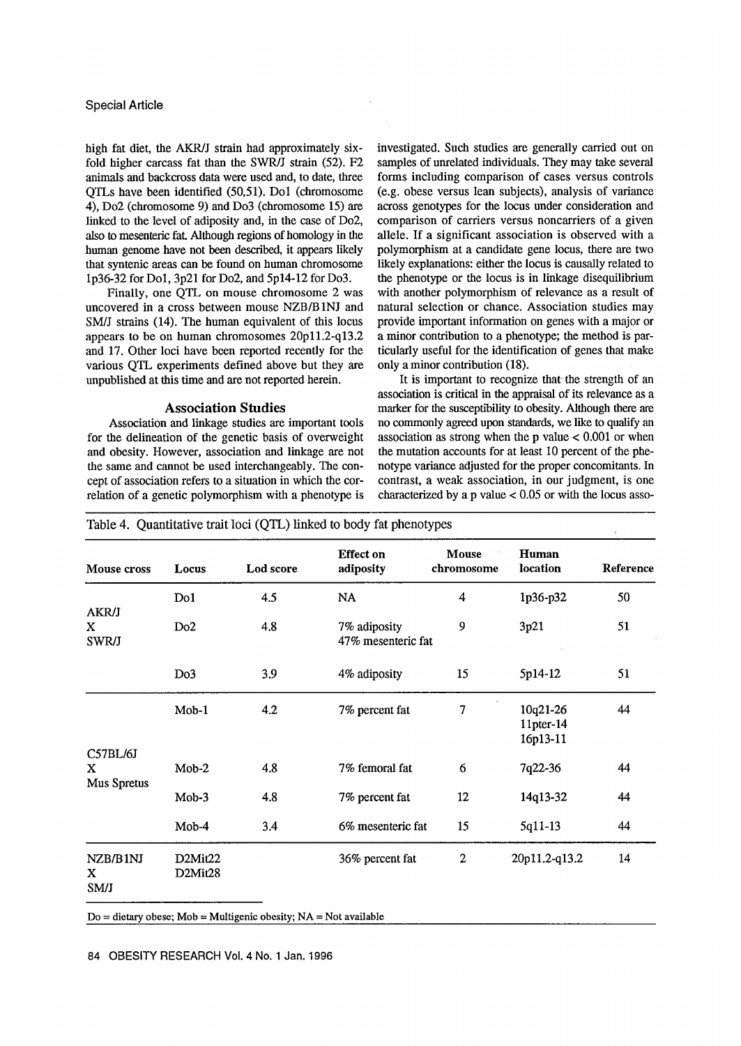high fat diet, the AKR/J strain had approximately six-fold higher carcass fat than the SWR/J strain (52). F2 animals and backcross data were used and, to date, three QTLs have been identified (50,51). Do1 (chromosome 4), Do2 (chromosome 9) and Do3 (chromosome 15) are linked to the level of adiposity and, in the case of Do2, also to mesenteric fat. Although regions of homology in the human genome have not been described, it appears likely that syntenic areas can be found on human chromosome 1p36-32 for Do1, 3p21 for Do2, and 5p14-12 for Do3.

Finally, one QTL on mouse chromosome 2 was uncovered in a cross between mouse NZB/B1NJ and SM/J strains (14). The human equivalent of this locus appears to be on human chromosomes 20p11.2-q13.2 and 17. Other loci have been reported recently for the various QTL experiments defined above but they are unpublished at this time and are not reported herein.

## Association Studies

Association and linkage studies are important tools for the delineation of the genetic basis of overweight and obesity. However, association and linkage are not the same and cannot be used interchangeably. The concept of association refers to a situation in which the correlation of a genetic polymorphism with a phenotype is investigated. Such studies are generally carried out on samples of unrelated individuals. They may take several forms including comparison of cases versus controls (e.g. obese versus lean subjects), analysis of variance across genotypes for the locus under consideration and comparison of carriers versus noncarriers of a given allele. If a significant association is observed with a polymorphism at a candidate gene locus, there are two likely explanations: either the locus is causally related to the phenotype or the locus is in linkage disequilibrium with another polymorphism of relevance as a result of natural selection or chance. Association studies may provide important information on genes with a major or a minor contribution to a phenotype; the method is particularly useful for the identification of genes that make only a minor contribution (18).

It is important to recognize that the strength of an association is critical in the appraisal of its relevance as a marker for the susceptibility to obesity. Although there are no commonly agreed upon standards, we like to qualify an association as strong when the p value < 0.001 or when the mutation accounts for at least 10 percent of the phenotype variance adjusted for the proper concomitants. In contrast, a weak association, in our judgment, is one characterized by a p value < 0.05 or with the locus asso-

Table 4. Quantitative trait loci (QTL) linked to body fat phenotypes

| Mouse cross | Locus | Lod score | Effect on adiposity | Mouse chromosome | Human location | Reference |
|---|---|---|---|---|---|---|
| AKR/J x SWR/J | Do1 | 4.5 | NA | 4 | 1p36-p32 | 50 |
| | Do2 | 4.8 | 7% adiposity 47% mesenteric fat | 9 | 3p21 | 51 |
| | Do3 | 3.9 | 4% adiposity | 15 | 5p14-12 | 51 |
| C57BL/6J x Mus Spretus | Mob-1 | 4.2 | 7% percent fat | 7 | 10q21-26 11pter-14 16p13-11 | 44 |
| | Mob-2 | 4.8 | 7% femoral fat | 6 | 7q22-36 | 44 |
| | Mob-3 | 4.8 | 7% percent fat | 12 | 14q13-32 | 44 |
| | Mob-4 | 3.4 | 6% mesenteric fat | 15 | 5q11-13 | 44 |
| NZB/B1NJ x SM/J | D2Mit22 D2Mit28 | | 36% percent fat | 2 | 20p11.2-q13.2 | 14 |

Do = dietary obese; Mob = Multigenic obesity; NA = Not available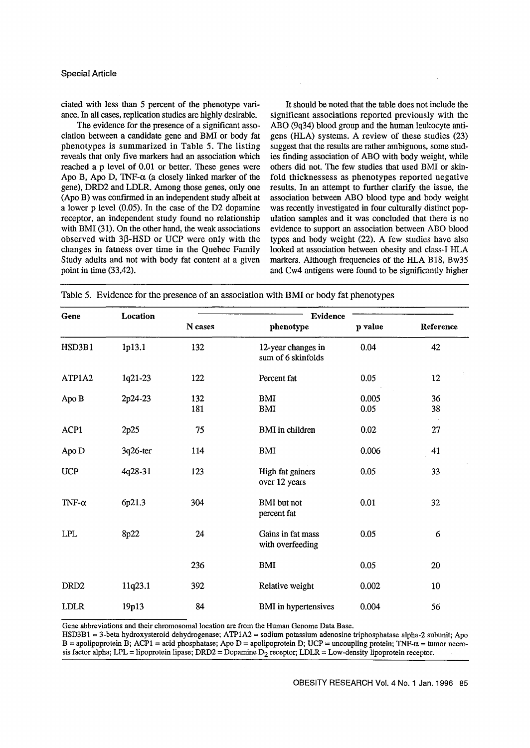ciated with less than 5 percent of the phenotype variance. In all cases, replication studies are highly desirable.

The evidence for the presence of a significant association between a candidate gene and BMI or body fat phenotypes is summarized in Table 5. The listing reveals that only five markers had an association which reached a p level of 0.01 or better. These genes were Apo B, Apo D, TNF-α (a closely linked marker of the gene), DRD2 and LDLR. Among those genes, only one (Apo B) was confirmed in an independent study albeit at a lower p level (0.05). In the case of the D2 dopamine receptor, an independent study found no relationship with BMI (31). On the other hand, the weak associations observed with 3β-HSD or UCP were only with the changes in fatness over time in the Quebec Family Study adults and not with body fat content at a given point in time (33,42).

It should be noted that the table does not include the significant associations reported previously with the ABO (9q34) blood group and the human leukocyte antigens (HLA) systems. A review of these studies (23) suggest that the results are rather ambiguous, some studies finding association of ABO with body weight, while others did not. The few studies that used BMI or skinfold thicknessess as phenotypes reported negative results. In an attempt to further clarify the issue, the association between ABO blood type and body weight was recently investigated in four culturally distinct population samples and it was concluded that there is no evidence to support an association between ABO blood types and body weight (22). A few studies have also looked at association between obesity and class-I HLA markers. Although frequencies of the HLA B18, Bw35 and Cw4 antigens were found to be significantly higher

Table 5. Evidence for the presence of an association with BMI or body fat phenotypes

| Gene | Location | Evidence | | | |
|---|---|---|---|---|---|
| | | N cases | phenotype | p value | Reference |
| HSD3B1 | 1p13.1 | 132 | 12-year changes in sum of 6 skinfolds | 0.04 | 42 |
| ATP1A2 | 1q21-23 | 122 | Percent fat | 0.05 | 12 |
| Apo B | 2p24-23 | 132 | BMI | 0.005 | 36 |
| | | 181 | BMI | 0.05 | 38 |
| ACP1 | 2p25 | 75 | BMI in children | 0.02 | 27 |
| Apo D | 3q26-ter | 114 | BMI | 0.006 | 41 |
| UCP | 4q28-31 | 123 | High fat gainers over 12 years | 0.05 | 33 |
| TNF-α | 6p21.3 | 304 | BMI but not percent fat | 0.01 | 32 |
| LPL | 8p22 | 24 | Gains in fat mass with overfeeding | 0.05 | 6 |
| | | 236 | BMI | 0.05 | 20 |
| DRD2 | 11q23.1 | 392 | Relative weight | 0.002 | 10 |
| LDLR | 19p13 | 84 | BMI in hypertensives | 0.004 | 56 |

Gene abbreviations and their chromosomal location are from the Human Genome Data Base.
HSD3B1 = 3-beta hydroxysteroid dehydrogenase; ATP1A2 = sodium potassium adenosine triphosphatase alpha-2 subunit; Apo B = apolipoprotein B; ACP1 = acid phosphatase; Apo D = apolipoprotein D; UCP = uncoupling protein; TNF-α = tumor necrosis factor alpha; LPL = lipoprotein lipase; DRD2 = Dopamine $D_2$ receptor; LDLR = Low-density lipoprotein receptor.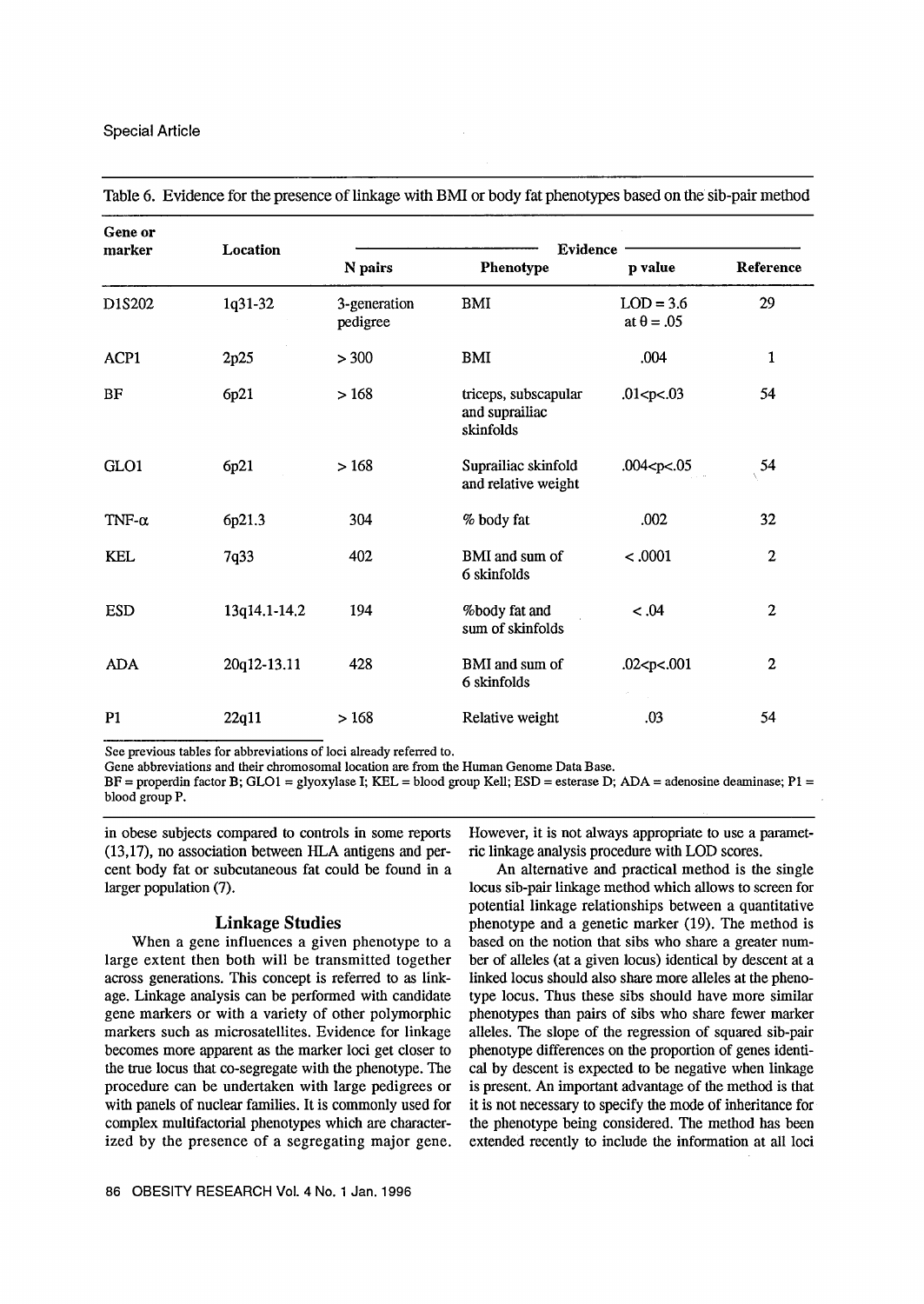Table 6. Evidence for the presence of linkage with BMI or body fat phenotypes based on the sib-pair method

| Gene or marker | Location | Evidence | | | Reference |
|---|---|---|---|---|---|
| | | N pairs | Phenotype | p value | |
| D1S202 | 1q31-32 | 3-generation pedigree | BMI | LOD = 3.6 at $\theta = .05$ | 29 |
| ACP1 | 2p25 | > 300 | BMI | .004 | 1 |
| BF | 6p21 | > 168 | triceps, subscapular and suprailiac skinfolds | .01<p<.03 | 54 |
| GLO1 | 6p21 | > 168 | Suprailiac skinfold and relative weight | .004<p<.05 | 54 |
| TNF-$\alpha$ | 6p21.3 | 304 | % body fat | .002 | 32 |
| KEL | 7q33 | 402 | BMI and sum of 6 skinfolds | < .0001 | 2 |
| ESD | 13q14.1-14.2 | 194 | %body fat and sum of skinfolds | < .04 | 2 |
| ADA | 20q12-13.11 | 428 | BMI and sum of 6 skinfolds | .02<p<.001 | 2 |
| P1 | 22q11 | > 168 | Relative weight | .03 | 54 |

See previous tables for abbreviations of loci already referred to.
Gene abbreviations and their chromosomal location are from the Human Genome Data Base.
BF = properdin factor B; GLO1 = glyoxylase I; KEL = blood group Kell; ESD = esterase D; ADA = adenosine deaminase; P1 = blood group P.

in obese subjects compared to controls in some reports (13,17), no association between HLA antigens and percent body fat or subcutaneous fat could be found in a larger population (7).

### Linkage Studies

When a gene influences a given phenotype to a large extent then both will be transmitted together across generations. This concept is referred to as linkage. Linkage analysis can be performed with candidate gene markers or with a variety of other polymorphic markers such as microsatellites. Evidence for linkage becomes more apparent as the marker loci get closer to the true locus that co-segregate with the phenotype. The procedure can be undertaken with large pedigrees or with panels of nuclear families. It is commonly used for complex multifactorial phenotypes which are characterized by the presence of a segregating major gene. However, it is not always appropriate to use a parametric linkage analysis procedure with LOD scores.

An alternative and practical method is the single locus sib-pair linkage method which allows to screen for potential linkage relationships between a quantitative phenotype and a genetic marker (19). The method is based on the notion that sibs who share a greater number of alleles (at a given locus) identical by descent at a linked locus should also share more alleles at the phenotype locus. Thus these sibs should have more similar phenotypes than pairs of sibs who share fewer marker alleles. The slope of the regression of squared sib-pair phenotype differences on the proportion of genes identical by descent is expected to be negative when linkage is present. An important advantage of the method is that it is not necessary to specify the mode of inheritance for the phenotype being considered. The method has been extended recently to include the information at all loci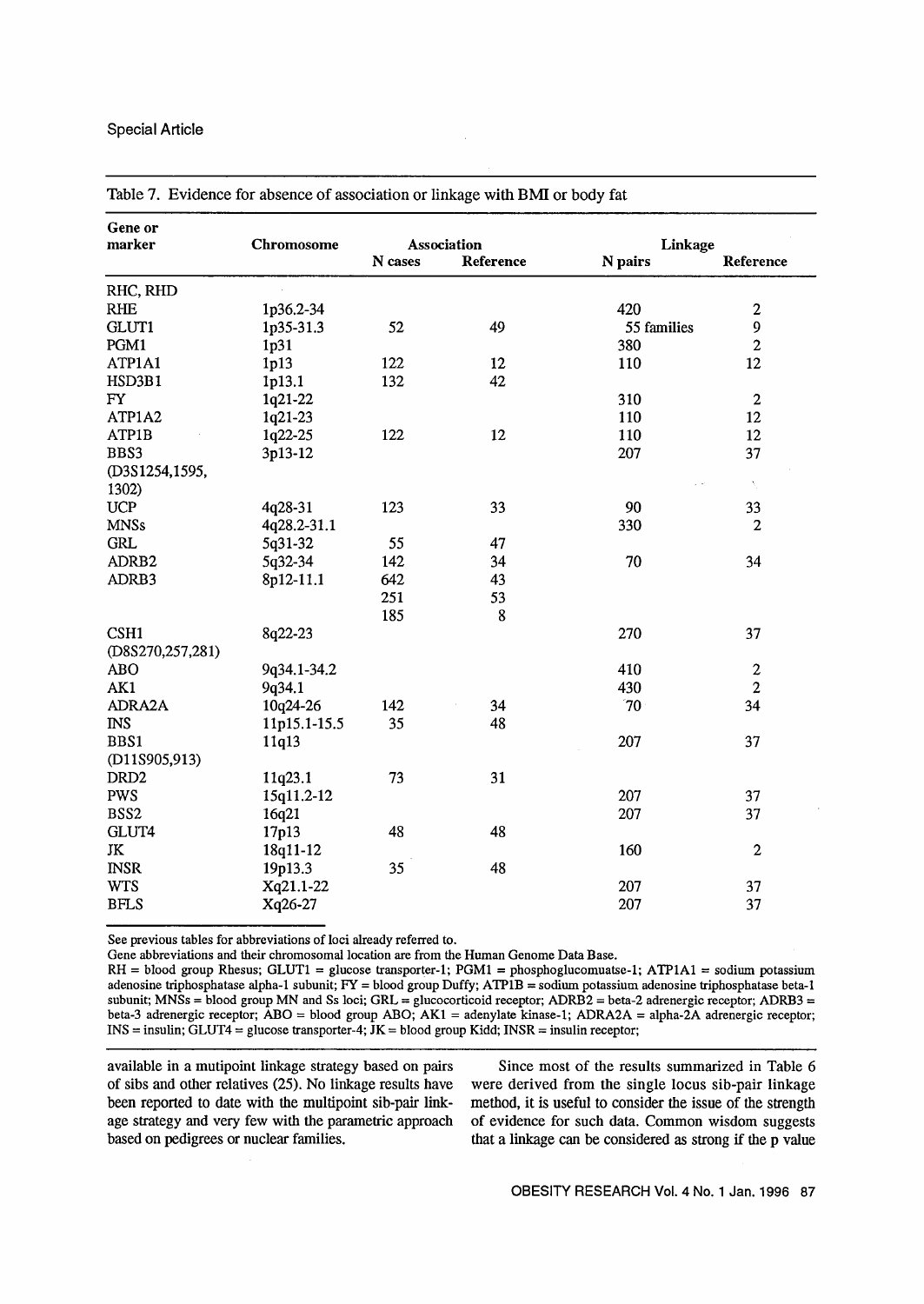Table 7. Evidence for absence of association or linkage with BMI or body fat

| Gene or marker | Chromosome | Association | | Linkage | |
|---|---|---|---|---|---|
| | | N cases | Reference | N pairs | Reference |
| RHC, RHD | | | | | |
| RHE | 1p36.2-34 | | | 420 | 2 |
| GLUT1 | 1p35-31.3 | 52 | 49 | 55 families | 9 |
| PGM1 | 1p31 | | | 380 | 2 |
| ATP1A1 | 1p13 | 122 | 12 | 110 | 12 |
| HSD3B1 | 1p13.1 | 132 | 42 | | |
| FY | 1q21-22 | | | 310 | 2 |
| ATP1A2 | 1q21-23 | | | 110 | 12 |
| ATP1B | 1q22-25 | 122 | 12 | 110 | 12 |
| BBS3 (D3S1254,1595, 1302) | 3p13-12 | | | 207 | 37 |
| UCP | 4q28-31 | 123 | 33 | 90 | 33 |
| MNSs | 4q28.2-31.1 | | | 330 | 2 |
| GRL | 5q31-32 | 55 | 47 | | |
| ADRB2 | 5q32-34 | 142 | 34 | 70 | 34 |
| ADRB3 | 8p12-11.1 | 642 | 43 | | |
| | | 251 | 53 | | |
| | | 185 | 8 | | |
| CSH1 (D8S270,257,281) | 8q22-23 | | | 270 | 37 |
| ABO | 9q34.1-34.2 | | | 410 | 2 |
| AK1 | 9q34.1 | | | 430 | 2 |
| ADRA2A | 10q24-26 | 142 | 34 | 70 | 34 |
| INS | 11p15.1-15.5 | 35 | 48 | | |
| BBS1 (D11S905,913) | 11q13 | | | 207 | 37 |
| DRD2 | 11q23.1 | 73 | 31 | | |
| PWS | 15q11.2-12 | | | 207 | 37 |
| BSS2 | 16q21 | | | 207 | 37 |
| GLUT4 | 17p13 | 48 | 48 | | |
| JK | 18q11-12 | | | 160 | 2 |
| INSR | 19p13.3 | 35 | 48 | | |
| WTS | Xq21.1-22 | | | 207 | 37 |
| BFLS | Xq26-27 | | | 207 | 37 |

See previous tables for abbreviations of loci already referred to.

Gene abbreviations and their chromosomal location are from the Human Genome Data Base.

RH = blood group Rhesus; GLUT1 = glucose transporter-1; PGM1 = phosphoglucomuatse-1; ATP1A1 = sodium potassium adenosine triphosphatase alpha-1 subunit; FY = blood group Duffy; ATP1B = sodium potassium adenosine triphosphatase beta-1 subunit; MNSs = blood group MN and Ss loci; GRL = glucocorticoid receptor; ADRB2 = beta-2 adrenergic receptor; ADRB3 = beta-3 adrenergic receptor; ABO = blood group ABO; AK1 = adenylate kinase-1; ADRA2A = alpha-2A adrenergic receptor; INS = insulin; GLUT4 = glucose transporter-4; JK = blood group Kidd; INSR = insulin receptor;

available in a mutipoint linkage strategy based on pairs of sibs and other relatives (25). No linkage results have been reported to date with the multipoint sib-pair linkage strategy and very few with the parametric approach based on pedigrees or nuclear families.

Since most of the results summarized in Table 6 were derived from the single locus sib-pair linkage method, it is useful to consider the issue of the strength of evidence for such data. Common wisdom suggests that a linkage can be considered as strong if the p value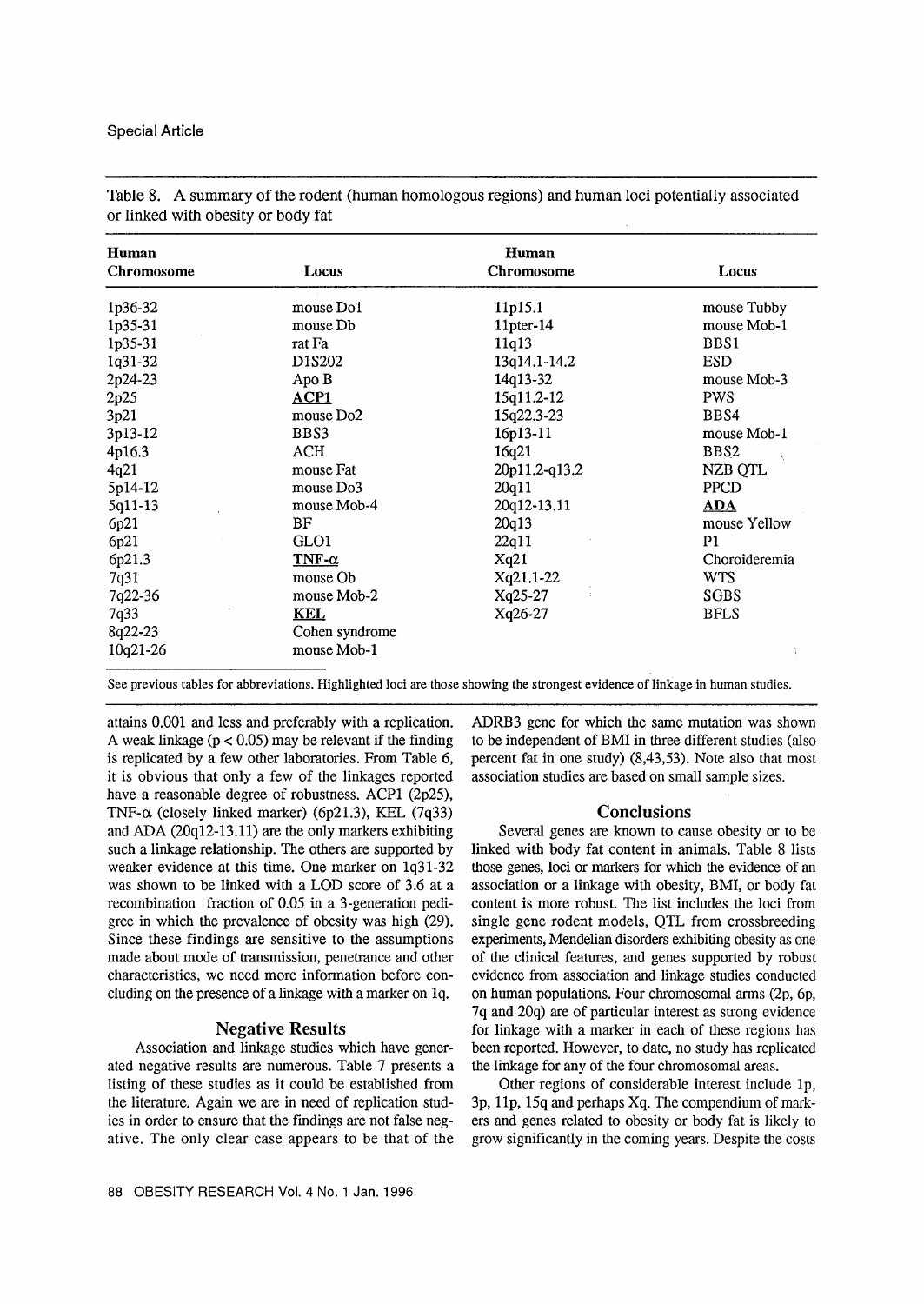Table 8. A summary of the rodent (human homologous regions) and human loci potentially associated or linked with obesity or body fat

| Human Chromosome | Locus | Human Chromosome | Locus |
|---|---|---|---|
| 1p36-32 | mouse Do1 | 11p15.1 | mouse Tubby |
| 1p35-31 | mouse Db | 11pter-14 | mouse Mob-1 |
| 1p35-31 | rat Fa | 11q13 | BBS1 |
| 1q31-32 | D1S202 | 13q14.1-14.2 | ESD |
| 2p24-23 | Apo B | 14q13-32 | mouse Mob-3 |
| 2p25 | **ACP1** | 15q11.2-12 | PWS |
| 3p21 | mouse Do2 | 15q22.3-23 | BBS4 |
| 3p13-12 | BBS3 | 16p13-11 | mouse Mob-1 |
| 4p16.3 | ACH | 16q21 | BBS2 |
| 4q21 | mouse Fat | 20p11.2-q13.2 | NZB QTL |
| 5p14-12 | mouse Do3 | 20q11 | PPCD |
| 5q11-13 | mouse Mob-4 | 20q12-13.11 | **ADA** |
| 6p21 | BF | 20q13 | mouse Yellow |
| 6p21 | GLO1 | 22q11 | P1 |
| 6p21.3 | **TNF-α** | Xq21 | Choroideremia |
| 7q31 | mouse Ob | Xq21.1-22 | WTS |
| 7q22-36 | mouse Mob-2 | Xq25-27 | SGBS |
| 7q33 | **KEL** | Xq26-27 | BFLS |
| 8q22-23 | Cohen syndrome | | |
| 10q21-26 | mouse Mob-1 | | |

See previous tables for abbreviations. Highlighted loci are those showing the strongest evidence of linkage in human studies.

attains 0.001 and less and preferably with a replication. A weak linkage ($p < 0.05$) may be relevant if the finding is replicated by a few other laboratories. From Table 6, it is obvious that only a few of the linkages reported have a reasonable degree of robustness. ACP1 (2p25), TNF-α (closely linked marker) (6p21.3), KEL (7q33) and ADA (20q12-13.11) are the only markers exhibiting such a linkage relationship. The others are supported by weaker evidence at this time. One marker on 1q31-32 was shown to be linked with a LOD score of 3.6 at a recombination fraction of 0.05 in a 3-generation pedigree in which the prevalence of obesity was high (29). Since these findings are sensitive to the assumptions made about mode of transmission, penetrance and other characteristics, we need more information before concluding on the presence of a linkage with a marker on 1q.

### Negative Results

Association and linkage studies which have generated negative results are numerous. Table 7 presents a listing of these studies as it could be established from the literature. Again we are in need of replication studies in order to ensure that the findings are not false negative. The only clear case appears to be that of the ADRB3 gene for which the same mutation was shown to be independent of BMI in three different studies (also percent fat in one study) (8,43,53). Note also that most association studies are based on small sample sizes.

### Conclusions

Several genes are known to cause obesity or to be linked with body fat content in animals. Table 8 lists those genes, loci or markers for which the evidence of an association or a linkage with obesity, BMI, or body fat content is more robust. The list includes the loci from single gene rodent models, QTL from crossbreeding experiments, Mendelian disorders exhibiting obesity as one of the clinical features, and genes supported by robust evidence from association and linkage studies conducted on human populations. Four chromosomal arms (2p, 6p, 7q and 20q) are of particular interest as strong evidence for linkage with a marker in each of these regions has been reported. However, to date, no study has replicated the linkage for any of the four chromosomal areas.

Other regions of considerable interest include 1p, 3p, 11p, 15q and perhaps Xq. The compendium of markers and genes related to obesity or body fat is likely to grow significantly in the coming years. Despite the costs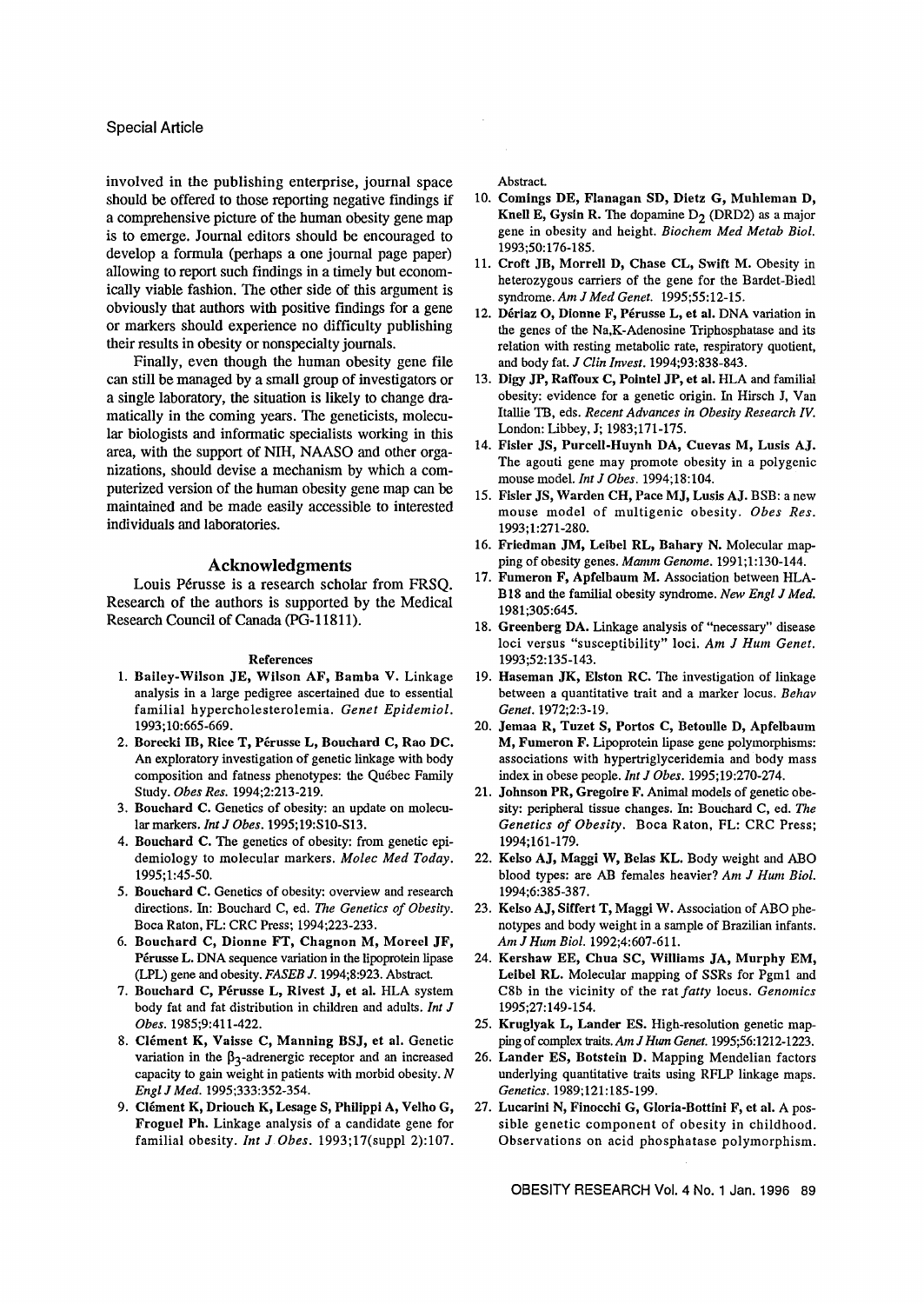involved in the publishing enterprise, journal space should be offered to those reporting negative findings if a comprehensive picture of the human obesity gene map is to emerge. Journal editors should be encouraged to develop a formula (perhaps a one journal page paper) allowing to report such findings in a timely but economically viable fashion. The other side of this argument is obviously that authors with positive findings for a gene or markers should experience no difficulty publishing their results in obesity or nonspecialty journals.

Finally, even though the human obesity gene file can still be managed by a small group of investigators or a single laboratory, the situation is likely to change dramatically in the coming years. The geneticists, molecular biologists and informatic specialists working in this area, with the support of NIH, NAASO and other organizations, should devise a mechanism by which a computerized version of the human obesity gene map can be maintained and be made easily accessible to interested individuals and laboratories.

## Acknowledgments

Louis Pérusse is a research scholar from FRSQ. Research of the authors is supported by the Medical Research Council of Canada (PG-11811).

### References

1. **Bailey-Wilson JE, Wilson AF, Bamba V.** Linkage analysis in a large pedigree ascertained due to essential familial hypercholesterolemia. *Genet Epidemiol.* 1993;10:665-669.
2. **Borecki IB, Rice T, Pérusse L, Bouchard C, Rao DC.** An exploratory investigation of genetic linkage with body composition and fatness phenotypes: the Québec Family Study. *Obes Res.* 1994;2:213-219.
3. **Bouchard C.** Genetics of obesity: an update on molecular markers. *Int J Obes.* 1995;19:S10-S13.
4. **Bouchard C.** The genetics of obesity: from genetic epidemiology to molecular markers. *Molec Med Today.* 1995;1:45-50.
5. **Bouchard C.** Genetics of obesity: overview and research directions. In: Bouchard C, ed. *The Genetics of Obesity.* Boca Raton, FL: CRC Press; 1994;223-233.
6. **Bouchard C, Dionne FT, Chagnon M, Moreel JF, Pérusse L.** DNA sequence variation in the lipoprotein lipase (LPL) gene and obesity. *FASEB J.* 1994;8:923. Abstract.
7. **Bouchard C, Pérusse L, Rivest J, et al.** HLA system body fat and fat distribution in children and adults. *Int J Obes.* 1985;9:411-422.
8. **Clément K, Vaisse C, Manning BSJ, et al.** Genetic variation in the $\beta_3$-adrenergic receptor and an increased capacity to gain weight in patients with morbid obesity. *N Engl J Med.* 1995;333:352-354.
9. **Clément K, Driouch K, Lesage S, Philippi A, Velho G, Froguel Ph.** Linkage analysis of a candidate gene for familial obesity. *Int J Obes.* 1993;17(suppl 2):107. Abstract.
10. **Comings DE, Flanagan SD, Dietz G, Muhleman D, Knell E, Gysin R.** The dopamine $D_2$ (DRD2) as a major gene in obesity and height. *Biochem Med Metab Biol.* 1993;50:176-185.
11. **Croft JB, Morrell D, Chase CL, Swift M.** Obesity in heterozygous carriers of the gene for the Bardet-Biedl syndrome. *Am J Med Genet.* 1995;55:12-15.
12. **Dériaz O, Dionne F, Pérusse L, et al.** DNA variation in the genes of the Na,K-Adenosine Triphosphatase and its relation with resting metabolic rate, respiratory quotient, and body fat. *J Clin Invest.* 1994;93:838-843.
13. **Digy JP, Raffoux C, Pointel JP, et al.** HLA and familial obesity: evidence for a genetic origin. In Hirsch J, Van Itallie TB, eds. *Recent Advances in Obesity Research IV.* London: Libbey, J; 1983;171-175.
14. **Fisler JS, Purcell-Huynh DA, Cuevas M, Lusis AJ.** The agouti gene may promote obesity in a polygenic mouse model. *Int J Obes.* 1994;18:104.
15. **Fisler JS, Warden CH, Pace MJ, Lusis AJ.** BSB: a new mouse model of multigenic obesity. *Obes Res.* 1993;1:271-280.
16. **Friedman JM, Leibel RL, Bahary N.** Molecular mapping of obesity genes. *Mamm Genome.* 1991;1:130-144.
17. **Fumeron F, Apfelbaum M.** Association between HLA-B18 and the familial obesity syndrome. *New Engl J Med.* 1981;305:645.
18. **Greenberg DA.** Linkage analysis of "necessary" disease loci versus "susceptibility" loci. *Am J Hum Genet.* 1993;52:135-143.
19. **Haseman JK, Elston RC.** The investigation of linkage between a quantitative trait and a marker locus. *Behav Genet.* 1972;2:3-19.
20. **Jemaa R, Tuzet S, Portos C, Betoulle D, Apfelbaum M, Fumeron F.** Lipoprotein lipase gene polymorphisms: associations with hypertriglyceridemia and body mass index in obese people. *Int J Obes.* 1995;19:270-274.
21. **Johnson PR, Gregoire F.** Animal models of genetic obesity: peripheral tissue changes. In: Bouchard C, ed. *The Genetics of Obesity.* Boca Raton, FL: CRC Press; 1994;161-179.
22. **Kelso AJ, Maggi W, Belas KL.** Body weight and ABO blood types: are AB females heavier? *Am J Hum Biol.* 1994;6:385-387.
23. **Kelso AJ, Siffert T, Maggi W.** Association of ABO phenotypes and body weight in a sample of Brazilian infants. *Am J Hum Biol.* 1992;4:607-611.
24. **Kershaw EE, Chua SC, Williams JA, Murphy EM, Leibel RL.** Molecular mapping of SSRs for Pgm1 and C8b in the vicinity of the rat *fatty* locus. *Genomics* 1995;27:149-154.
25. **Kruglyak L, Lander ES.** High-resolution genetic mapping of complex traits. *Am J Hum Genet.* 1995;56:1212-1223.
26. **Lander ES, Botstein D.** Mapping Mendelian factors underlying quantitative traits using RFLP linkage maps. *Genetics.* 1989;121:185-199.
27. **Lucarini N, Finocchi G, Gloria-Bottini F, et al.** A possible genetic component of obesity in childhood. Observations on acid phosphatase polymorphism.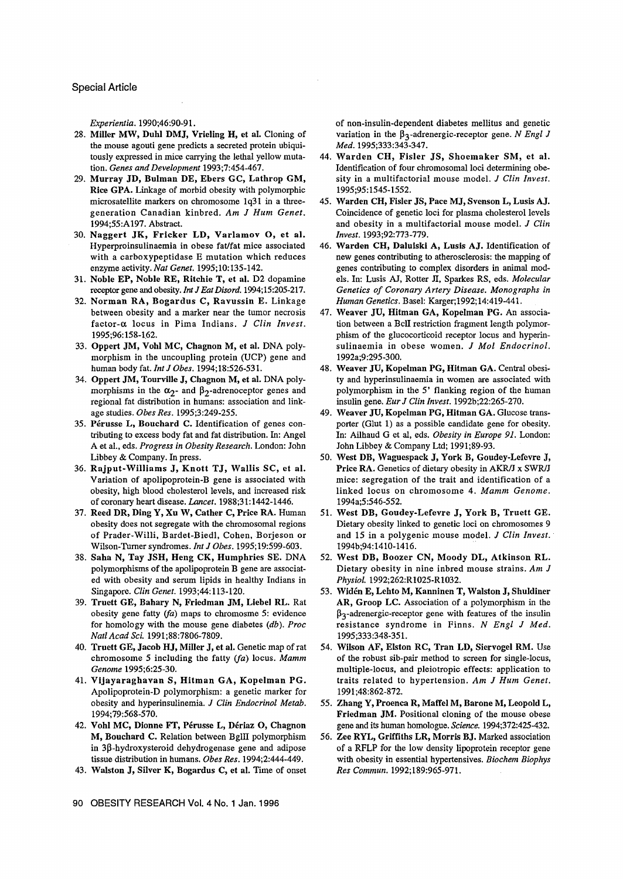Experientia. 1990;46:90-91.

28. **Miller MW, Duhl DMJ, Vrieling H, et al.** Cloning of the mouse agouti gene predicts a secreted protein ubiquitously expressed in mice carrying the lethal yellow mutation. *Genes and Development* 1993;7:454-467.
29. **Murray JD, Bulman DE, Ebers GC, Lathrop GM, Rice GPA.** Linkage of morbid obesity with polymorphic microsatellite markers on chromosome 1q31 in a three-generation Canadian kinbred. *Am J Hum Genet.* 1994;55:A197. Abstract.
30. **Naggert JK, Fricker LD, Varlamov O, et al.** Hyperproinsulinaemia in obese fat/fat mice associated with a carboxypeptidase E mutation which reduces enzyme activity. *Nat Genet.* 1995;10:135-142.
31. **Noble EP, Noble RE, Ritchie T, et al.** D2 dopamine receptor gene and obesity. *Int J Eat Disord.* 1994;15:205-217.
32. **Norman RA, Bogardus C, Ravussin E.** Linkage between obesity and a marker near the tumor necrosis factor-$\alpha$ locus in Pima Indians. *J Clin Invest.* 1995;96:158-162.
33. **Oppert JM, Vohl MC, Chagnon M, et al.** DNA polymorphism in the uncoupling protein (UCP) gene and human body fat. *Int J Obes.* 1994;18:526-531.
34. **Oppert JM, Tourville J, Chagnon M, et al.** DNA polymorphisms in the $\alpha_2$- and $\beta_2$-adrenoceptor genes and regional fat distribution in humans: association and linkage studies. *Obes Res.* 1995;3:249-255.
35. **Pérusse L, Bouchard C.** Identification of genes contributing to excess body fat and fat distribution. In: Angel A et al., eds. *Progress in Obesity Research.* London: John Libbey & Company. In press.
36. **Rajput-Williams J, Knott TJ, Wallis SC, et al.** Variation of apolipoprotein-B gene is associated with obesity, high blood cholesterol levels, and increased risk of coronary heart disease. *Lancet.* 1988;31:1442-1446.
37. **Reed DR, Ding Y, Xu W, Cather C, Price RA.** Human obesity does not segregate with the chromosomal regions of Prader-Willi, Bardet-Biedl, Cohen, Borjeson or Wilson-Turner syndromes. *Int J Obes.* 1995;19:599-603.
38. **Saha N, Tay JSH, Heng CK, Humphries SE.** DNA polymorphisms of the apolipoprotein B gene are associated with obesity and serum lipids in healthy Indians in Singapore. *Clin Genet.* 1993;44:113-120.
39. **Truett GE, Bahary N, Friedman JM, Liebel RL.** Rat obesity gene fatty (*fa*) maps to chromosme 5: evidence for homology with the mouse gene diabetes (*db*). *Proc Natl Acad Sci.* 1991;88:7806-7809.
40. **Truett GE, Jacob HJ, Miller J, et al.** Genetic map of rat chromosome 5 including the fatty (*fa*) locus. *Mamm Genome* 1995;6:25-30.
41. **Vijayaraghavan S, Hitman GA, Kopelman PG.** Apolipoprotein-D polymorphism: a genetic marker for obesity and hyperinsulinemia. *J Clin Endocrinol Metab.* 1994;79:568-570.
42. **Vohl MC, Dionne FT, Pérusse L, Dériaz O, Chagnon M, Bouchard C.** Relation between BglII polymorphism in 3$\beta$-hydroxysteroid dehydrogenase gene and adipose tissue distribution in humans. *Obes Res.* 1994;2:444-449.
43. **Walston J, Silver K, Bogardus C, et al.** Time of onset of non-insulin-dependent diabetes mellitus and genetic variation in the $\beta_3$-adrenergic-receptor gene. *N Engl J Med.* 1995;333:343-347.
44. **Warden CH, Fisler JS, Shoemaker SM, et al.** Identification of four chromosomal loci determining obesity in a multifactorial mouse model. *J Clin Invest.* 1995;95:1545-1552.
45. **Warden CH, Fisler JS, Pace MJ, Svenson L, Lusis AJ.** Coincidence of genetic loci for plasma cholesterol levels and obesity in a multifactorial mouse model. *J Clin Invest.* 1993;92:773-779.
46. **Warden CH, Daluiski A, Lusis AJ.** Identification of new genes contributing to atherosclerosis: the mapping of genes contributing to complex disorders in animal models. In: Lusis AJ, Rotter JI, Sparkes RS, eds. *Molecular Genetics of Coronary Artery Disease. Monographs in Human Genetics.* Basel: Karger;1992;14:419-441.
47. **Weaver JU, Hitman GA, Kopelman PG.** An association between a BclI restriction fragment length polymorphism of the glucocorticoid receptor locus and hyperinsulinaemia in obese women. *J Mol Endocrinol.* 1992a;9:295-300.
48. **Weaver JU, Kopelman PG, Hitman GA.** Central obesity and hyperinsulinaemia in women are associated with polymorphism in the 5' flanking region of the human insulin gene. *Eur J Clin Invest.* 1992b;22:265-270.
49. **Weaver JU, Kopelman PG, Hitman GA.** Glucose transporter (Glut 1) as a possible candidate gene for obesity. In: Ailhaud G et al, eds. *Obesity in Europe 91.* London: John Libbey & Company Ltd; 1991;89-93.
50. **West DB, Waguespack J, York B, Goudey-Lefevre J, Price RA.** Genetics of dietary obesity in AKR/J x SWR/J mice: segregation of the trait and identification of a linked locus on chromosome 4. *Mamm Genome.* 1994a;5:546-552.
51. **West DB, Goudey-Lefevre J, York B, Truett GE.** Dietary obesity linked to genetic loci on chromosomes 9 and 15 in a polygenic mouse model. *J Clin Invest.* 1994b;94:1410-1416.
52. **West DB, Boozer CN, Moody DL, Atkinson RL.** Dietary obesity in nine inbred mouse strains. *Am J Physiol.* 1992;262:R1025-R1032.
53. **Widén E, Lehto M, Kanninen T, Walston J, Shuldiner AR, Groop LC.** Association of a polymorphism in the $\beta_3$-adrenergic-receptor gene with features of the insulin resistance syndrome in Finns. *N Engl J Med.* 1995;333:348-351.
54. **Wilson AF, Elston RC, Tran LD, Siervogel RM.** Use of the robust sib-pair method to screen for single-locus, multiple-locus, and pleiotropic effects: application to traits related to hypertension. *Am J Hum Genet.* 1991;48:862-872.
55. **Zhang Y, Proenca R, Maffel M, Barone M, Leopold L, Friedman JM.** Positional cloning of the mouse obese gene and its human homologue. *Science.* 1994;372:425-432.
56. **Zee RYL, Griffiths LR, Morris BJ.** Marked association of a RFLP for the low density lipoprotein receptor gene with obesity in essential hypertensives. *Biochem Biophys Res Commun.* 1992;189:965-971.